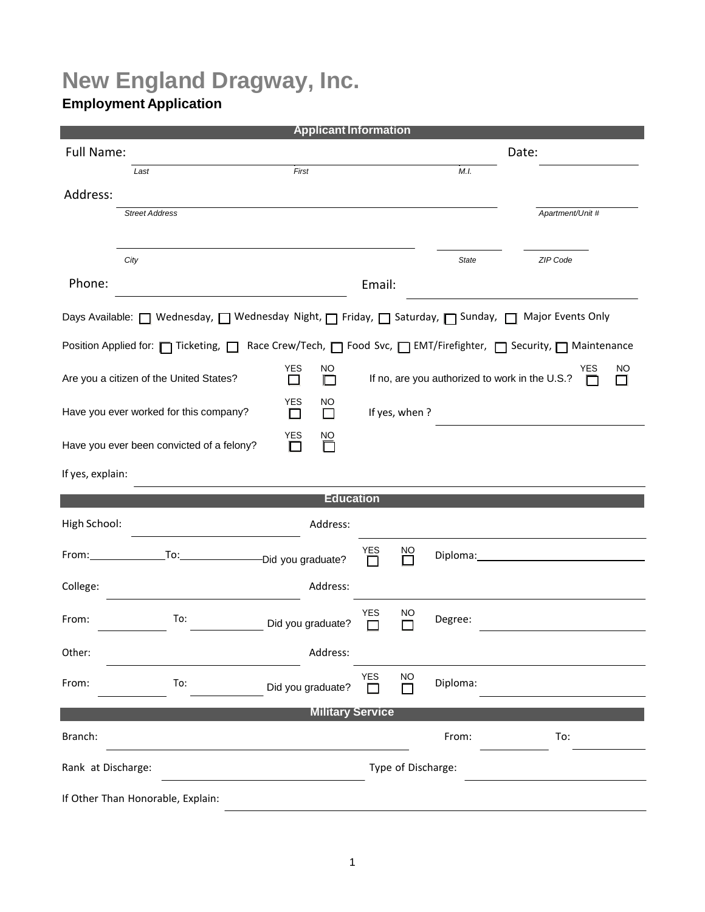# New England Dragway, Inc.

## Employment Application

### Applicant Information

Full Name: ______________________________________________ Date: ______________

*Last* *First* *M.I.*

Address: ______________________________________________ ______________

*Street Address* *Apartment/Unit #*

______________________________________________ ______________ ______________

*City* *State* *ZIP Code*

Phone: ______________________________ Email: ______________________________

Days Available: ☐ Wednesday, ☐ Wednesday Night, ☐ Friday, ☐ Saturday, ☐ Sunday, ☐ Major Events Only

Position Applied for: ☐ Ticketing, ☐ Race Crew/Tech, ☐ Food Svc, ☐ EMT/Firefighter, ☐ Security, ☐ Maintenance

Are you a citizen of the United States? YES ☐ NO ☐ If no, are you authorized to work in the U.S.? YES ☐ NO ☐

Have you ever worked for this company? YES ☐ NO ☐ If yes, when ? ______________

Have you ever been convicted of a felony? YES ☐ NO ☐

If yes, explain: ______________________________________________

### Education

High School: ______________ Address: ______________

From: ______ To: ______ Did you graduate? YES ☐ NO ☐ Diploma: ______________

College: ______________ Address: ______________

From: ______ To: ______ Did you graduate? YES ☐ NO ☐ Degree: ______________

Other: ______________ Address: ______________

From: ______ To: ______ Did you graduate? YES ☐ NO ☐ Diploma: ______________

### Military Service

Branch: ______________________________ From: ______ To: ______

Rank at Discharge: ______________ Type of Discharge: ______________

If Other Than Honorable, Explain: ______________________________________________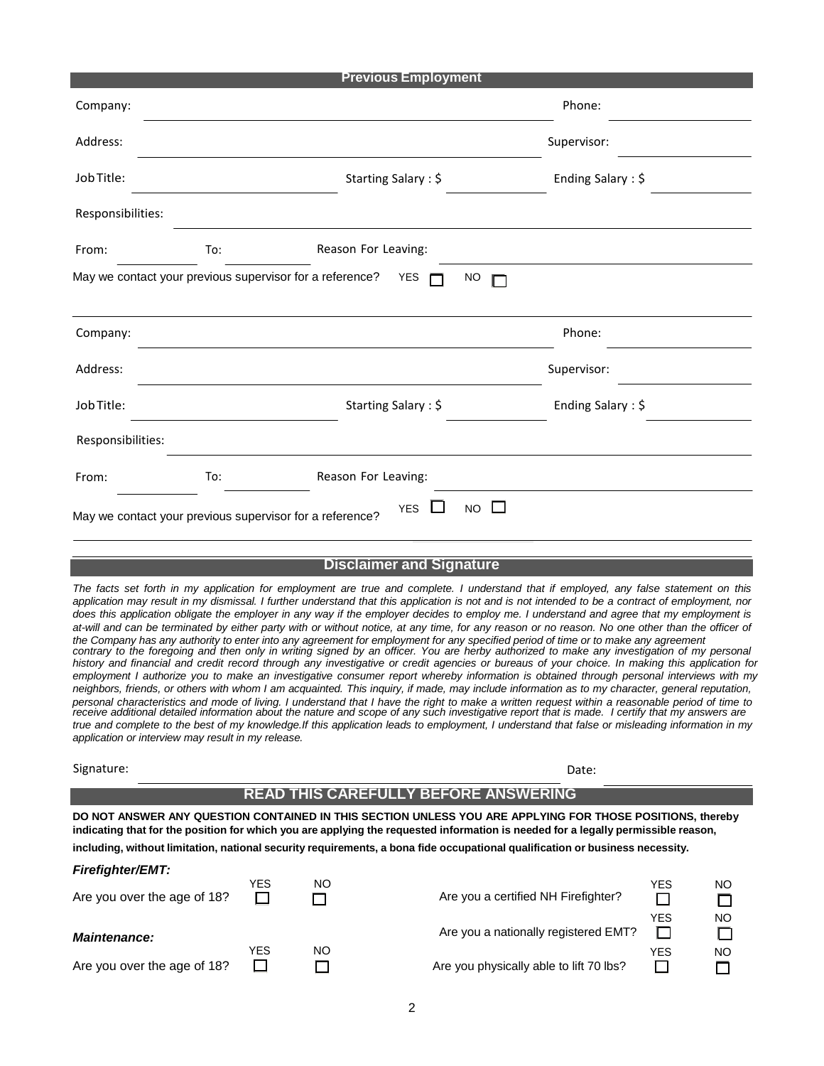## Previous Employment

Company: ______________________ Phone: ______________________

Address: ______________________ Supervisor: ______________________

Job Title: ______________________ Starting Salary : $ __________ Ending Salary : $ __________

Responsibilities: ______________________

From: __________ To: __________ Reason For Leaving: ______________________

May we contact your previous supervisor for a reference? YES ☐ NO ☐

Company: ______________________ Phone: ______________________

Address: ______________________ Supervisor: ______________________

Job Title: ______________________ Starting Salary : $ __________ Ending Salary : $ __________

Responsibilities: ______________________

From: __________ To: __________ Reason For Leaving: ______________________

May we contact your previous supervisor for a reference? YES ☐ NO ☐

## Disclaimer and Signature

*The facts set forth in my application for employment are true and complete. I understand that if employed, any false statement on this application may result in my dismissal. I further understand that this application is not and is not intended to be a contract of employment, nor does this application obligate the employer in any way if the employer decides to employ me. I understand and agree that my employment is at-will and can be terminated by either party with or without notice, at any time, for any reason or no reason. No one other than the officer of the Company has any authority to enter into any agreement for employment for any specified period of time or to make any agreement contrary to the foregoing and then only in writing signed by an officer. You are herby authorized to make any investigation of my personal history and financial and credit record through any investigative or credit agencies or bureaus of your choice. In making this application for employment I authorize you to make an investigative consumer report whereby information is obtained through personal interviews with my neighbors, friends, or others with whom I am acquainted. This inquiry, if made, may include information as to my character, general reputation, personal characteristics and mode of living. I understand that I have the right to make a written request within a reasonable period of time to receive additional detailed information about the nature and scope of any such investigative report that is made. I certify that my answers are true and complete to the best of my knowledge.If this application leads to employment, I understand that false or misleading information in my application or interview may result in my release.*

Signature: ______________________ Date: __________

## READ THIS CAREFULLY BEFORE ANSWERING

**DO NOT ANSWER ANY QUESTION CONTAINED IN THIS SECTION UNLESS YOU ARE APPLYING FOR THOSE POSITIONS, thereby indicating that for the position for which you are applying the requested information is needed for a legally permissible reason, including, without limitation, national security requirements, a bona fide occupational qualification or business necessity.**

***Firefighter/EMT:***

Are you over the age of 18? YES ☐ NO ☐

Are you a certified NH Firefighter? YES ☐ NO ☐

Are you a nationally registered EMT? YES ☐ NO ☐

***Maintenance:***

Are you over the age of 18? YES ☐ NO ☐

Are you physically able to lift 70 lbs? YES ☐ NO ☐